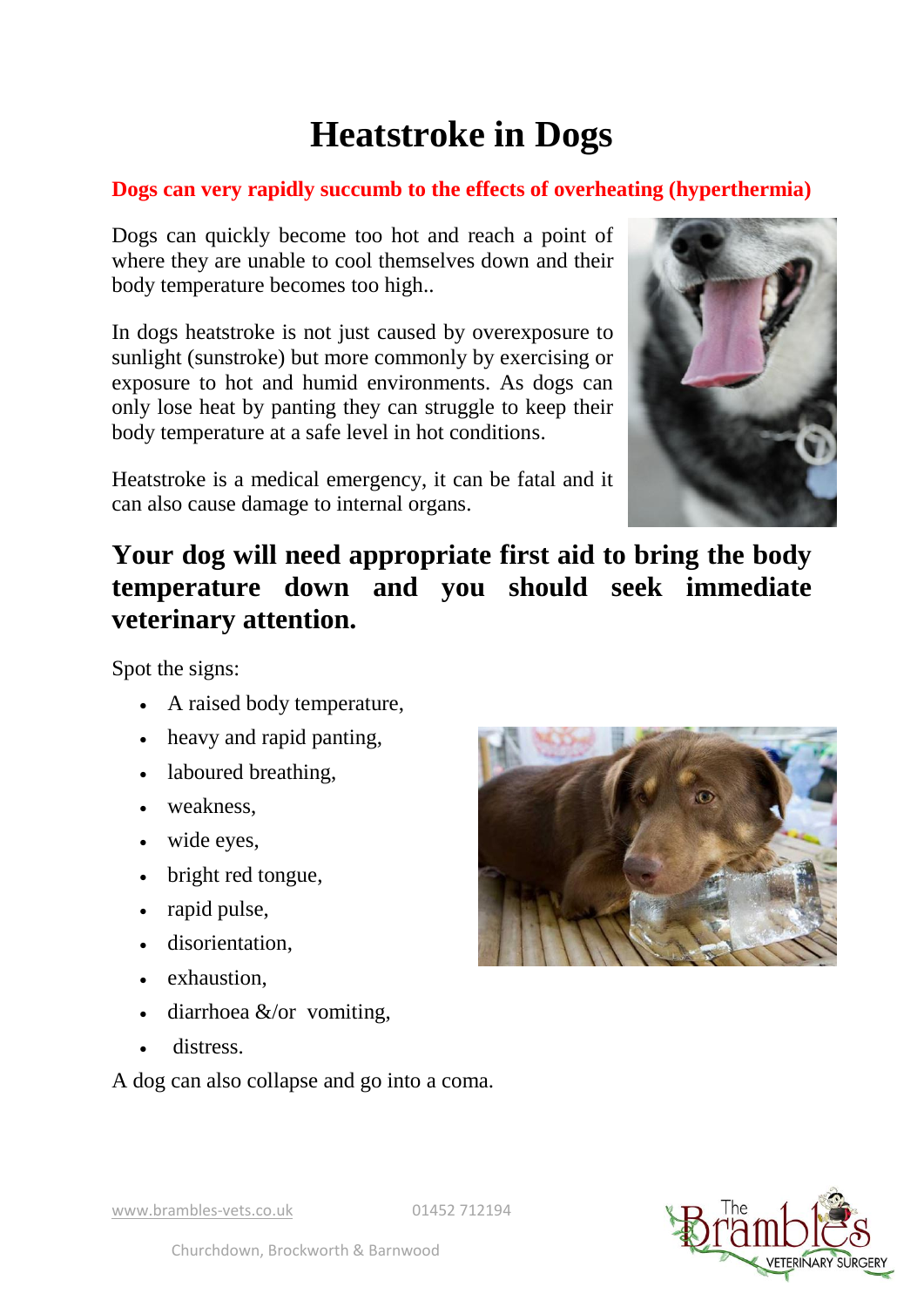# Heatstroke in Dogs

**Dogs can very rapidly succumb to the effects of overheating (hyperthermia)**

Dogs can quickly become too hot and reach a point of where they are unable to cool themselves down and their body temperature becomes too high..

In dogs heatstroke is not just caused by overexposure to sunlight (sunstroke) but more commonly by exercising or exposure to hot and humid environments. As dogs can only lose heat by panting they can struggle to keep their body temperature at a safe level in hot conditions.

Heatstroke is a medical emergency, it can be fatal and it can also cause damage to internal organs.

## Your dog will need appropriate first aid to bring the body temperature down and you should seek immediate veterinary attention.

Spot the signs:

- A raised body temperature,
- heavy and rapid panting,
- laboured breathing,
- weakness,
- wide eyes,
- bright red tongue,
- rapid pulse,
- disorientation,
- exhaustion,
- diarrhoea &/or vomiting,
- distress.

A dog can also collapse and go into a coma.

www.brambles-vets.co.uk 01452 712194

Churchdown, Brockworth & Barnwood

The Brambles VETERINARY SURGERY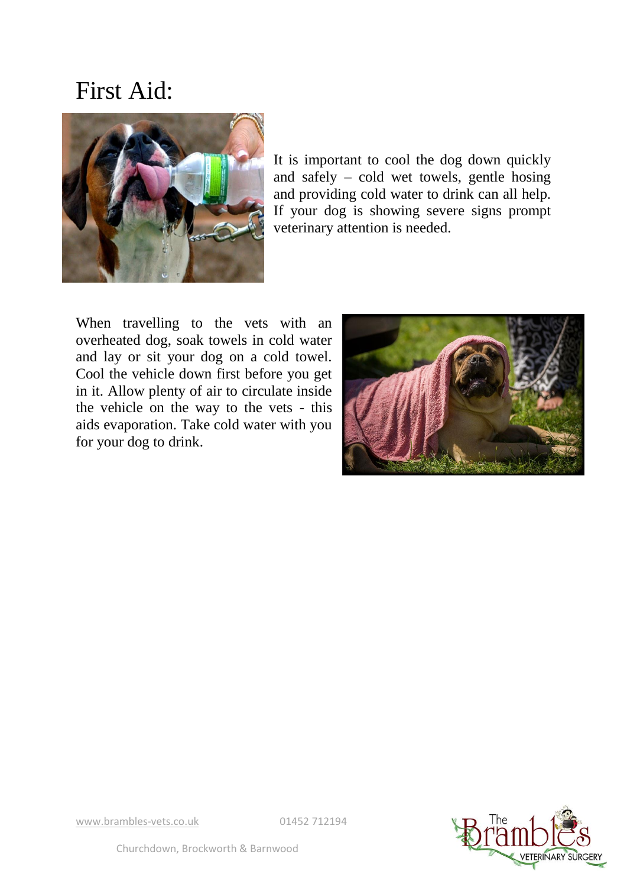# First Aid:

It is important to cool the dog down quickly and safely – cold wet towels, gentle hosing and providing cold water to drink can all help. If your dog is showing severe signs prompt veterinary attention is needed.

When travelling to the vets with an overheated dog, soak towels in cold water and lay or sit your dog on a cold towel. Cool the vehicle down first before you get in it. Allow plenty of air to circulate inside the vehicle on the way to the vets - this aids evaporation. Take cold water with you for your dog to drink.